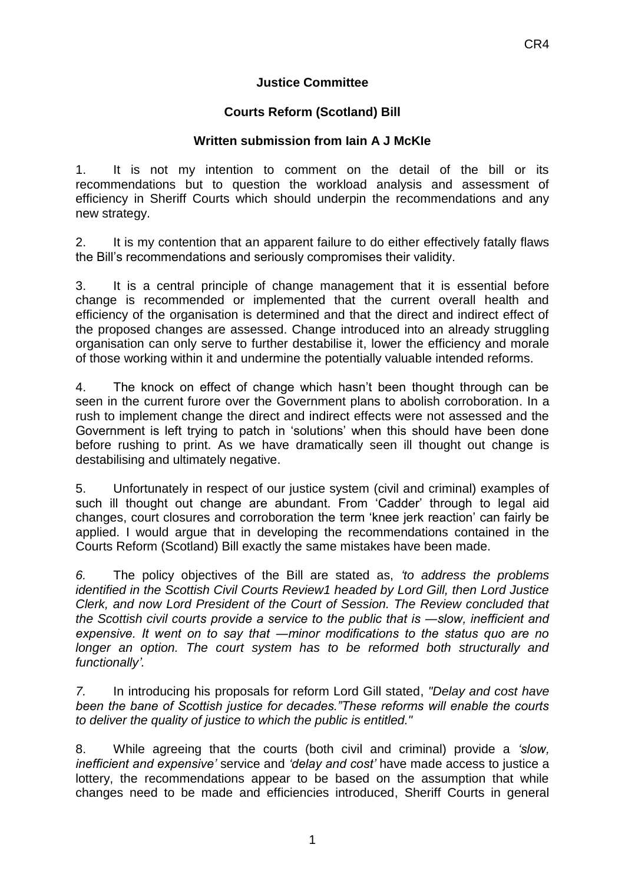**Justice Committee**

**Courts Reform (Scotland) Bill**

**Written submission from Iain A J McKIe**

1. It is not my intention to comment on the detail of the bill or its recommendations but to question the workload analysis and assessment of efficiency in Sheriff Courts which should underpin the recommendations and any new strategy.

2. It is my contention that an apparent failure to do either effectively fatally flaws the Bill's recommendations and seriously compromises their validity.

3. It is a central principle of change management that it is essential before change is recommended or implemented that the current overall health and efficiency of the organisation is determined and that the direct and indirect effect of the proposed changes are assessed. Change introduced into an already struggling organisation can only serve to further destabilise it, lower the efficiency and morale of those working within it and undermine the potentially valuable intended reforms.

4. The knock on effect of change which hasn't been thought through can be seen in the current furore over the Government plans to abolish corroboration. In a rush to implement change the direct and indirect effects were not assessed and the Government is left trying to patch in 'solutions' when this should have been done before rushing to print. As we have dramatically seen ill thought out change is destabilising and ultimately negative.

5. Unfortunately in respect of our justice system (civil and criminal) examples of such ill thought out change are abundant. From 'Cadder' through to legal aid changes, court closures and corroboration the term 'knee jerk reaction' can fairly be applied. I would argue that in developing the recommendations contained in the Courts Reform (Scotland) Bill exactly the same mistakes have been made.

*6.* The policy objectives of the Bill are stated as, *"to address the problems identified in the Scottish Civil Courts Review1 headed by Lord Gill, then Lord Justice Clerk, and now Lord President of the Court of Session. The Review concluded that the Scottish civil courts provide a service to the public that is —slow, inefficient and expensive. It went on to say that —minor modifications to the status quo are no longer an option. The court system has to be reformed both structurally and functionally'.*

*7.* In introducing his proposals for reform Lord Gill stated, *"Delay and cost have been the bane of Scottish justice for decades."These reforms will enable the courts to deliver the quality of justice to which the public is entitled."*

8. While agreeing that the courts (both civil and criminal) provide a *'slow, inefficient and expensive'* service and *'delay and cost'* have made access to justice a lottery, the recommendations appear to be based on the assumption that while changes need to be made and efficiencies introduced, Sheriff Courts in general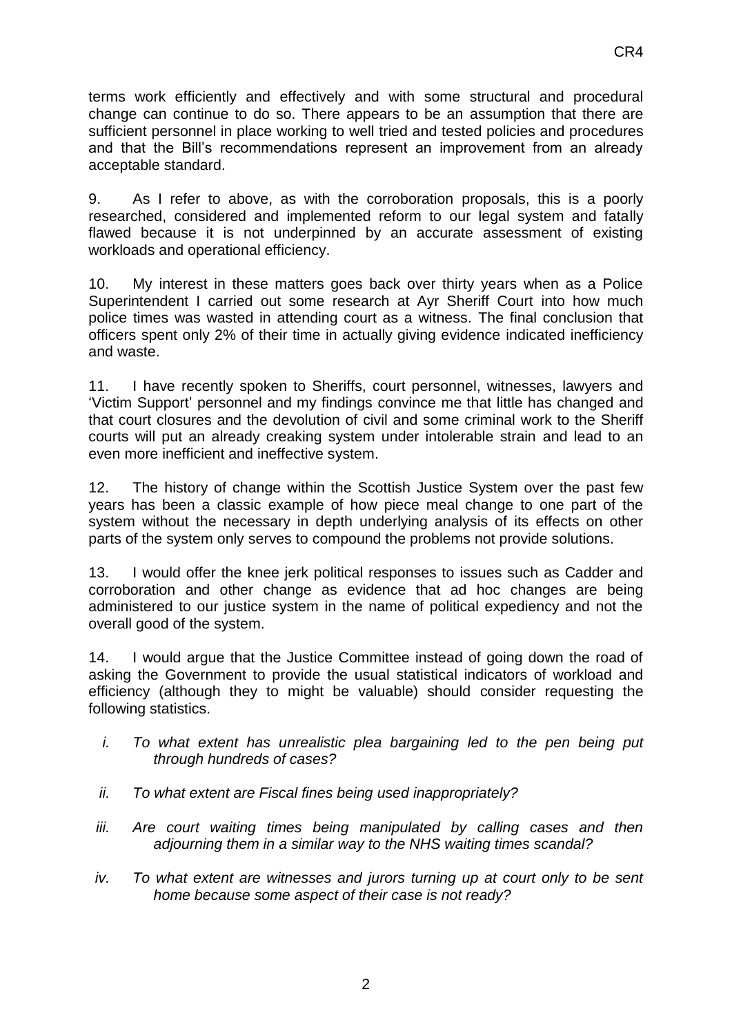terms work efficiently and effectively and with some structural and procedural change can continue to do so. There appears to be an assumption that there are sufficient personnel in place working to well tried and tested policies and procedures and that the Bill's recommendations represent an improvement from an already acceptable standard.

9. As I refer to above, as with the corroboration proposals, this is a poorly researched, considered and implemented reform to our legal system and fatally flawed because it is not underpinned by an accurate assessment of existing workloads and operational efficiency.

10. My interest in these matters goes back over thirty years when as a Police Superintendent I carried out some research at Ayr Sheriff Court into how much police times was wasted in attending court as a witness. The final conclusion that officers spent only 2% of their time in actually giving evidence indicated inefficiency and waste.

11. I have recently spoken to Sheriffs, court personnel, witnesses, lawyers and 'Victim Support' personnel and my findings convince me that little has changed and that court closures and the devolution of civil and some criminal work to the Sheriff courts will put an already creaking system under intolerable strain and lead to an even more inefficient and ineffective system.

12. The history of change within the Scottish Justice System over the past few years has been a classic example of how piece meal change to one part of the system without the necessary in depth underlying analysis of its effects on other parts of the system only serves to compound the problems not provide solutions.

13. I would offer the knee jerk political responses to issues such as Cadder and corroboration and other change as evidence that ad hoc changes are being administered to our justice system in the name of political expediency and not the overall good of the system.

14. I would argue that the Justice Committee instead of going down the road of asking the Government to provide the usual statistical indicators of workload and efficiency (although they to might be valuable) should consider requesting the following statistics.

- *i. To what extent has unrealistic plea bargaining led to the pen being put through hundreds of cases?*
- *ii. To what extent are Fiscal fines being used inappropriately?*
- *iii. Are court waiting times being manipulated by calling cases and then adjourning them in a similar way to the NHS waiting times scandal?*
- *iv. To what extent are witnesses and jurors turning up at court only to be sent home because some aspect of their case is not ready?*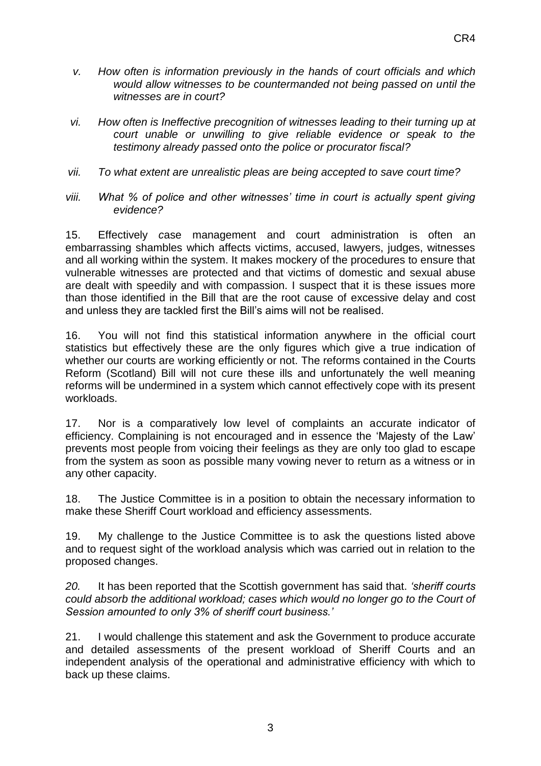*v. How often is information previously in the hands of court officials and which would allow witnesses to be countermanded not being passed on until the witnesses are in court?*

*vi. How often is Ineffective precognition of witnesses leading to their turning up at court unable or unwilling to give reliable evidence or speak to the testimony already passed onto the police or procurator fiscal?*

*vii. To what extent are unrealistic pleas are being accepted to save court time?*

*viii. What % of police and other witnesses' time in court is actually spent giving evidence?*

15. Effectively case management and court administration is often an embarrassing shambles which affects victims, accused, lawyers, judges, witnesses and all working within the system. It makes mockery of the procedures to ensure that vulnerable witnesses are protected and that victims of domestic and sexual abuse are dealt with speedily and with compassion. I suspect that it is these issues more than those identified in the Bill that are the root cause of excessive delay and cost and unless they are tackled first the Bill's aims will not be realised.

16. You will not find this statistical information anywhere in the official court statistics but effectively these are the only figures which give a true indication of whether our courts are working efficiently or not. The reforms contained in the Courts Reform (Scotland) Bill will not cure these ills and unfortunately the well meaning reforms will be undermined in a system which cannot effectively cope with its present workloads.

17. Nor is a comparatively low level of complaints an accurate indicator of efficiency. Complaining is not encouraged and in essence the 'Majesty of the Law' prevents most people from voicing their feelings as they are only too glad to escape from the system as soon as possible many vowing never to return as a witness or in any other capacity.

18. The Justice Committee is in a position to obtain the necessary information to make these Sheriff Court workload and efficiency assessments.

19. My challenge to the Justice Committee is to ask the questions listed above and to request sight of the workload analysis which was carried out in relation to the proposed changes.

*20.* It has been reported that the Scottish government has said that. *'sheriff courts could absorb the additional workload; cases which would no longer go to the Court of Session amounted to only 3% of sheriff court business.'*

21. I would challenge this statement and ask the Government to produce accurate and detailed assessments of the present workload of Sheriff Courts and an independent analysis of the operational and administrative efficiency with which to back up these claims.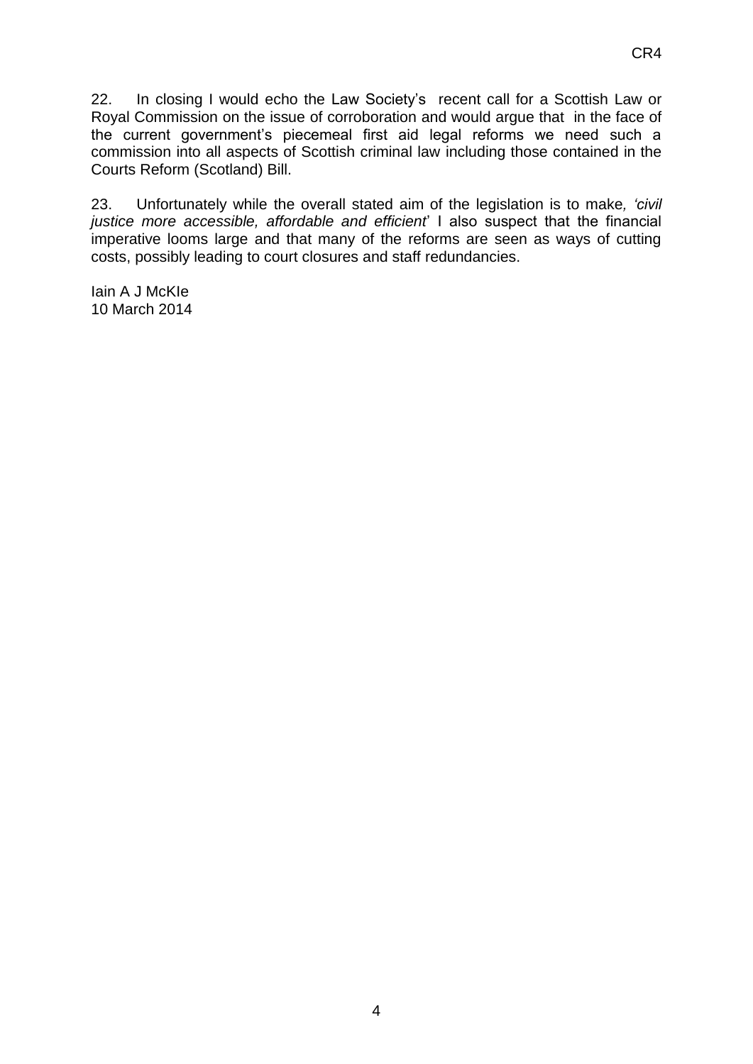22. In closing I would echo the Law Society's recent call for a Scottish Law or Royal Commission on the issue of corroboration and would argue that in the face of the current government's piecemeal first aid legal reforms we need such a commission into all aspects of Scottish criminal law including those contained in the Courts Reform (Scotland) Bill.

23. Unfortunately while the overall stated aim of the legislation is to make*, 'civil justice more accessible, affordable and efficient*' I also suspect that the financial imperative looms large and that many of the reforms are seen as ways of cutting costs, possibly leading to court closures and staff redundancies.

Iain A J McKIe
10 March 2014